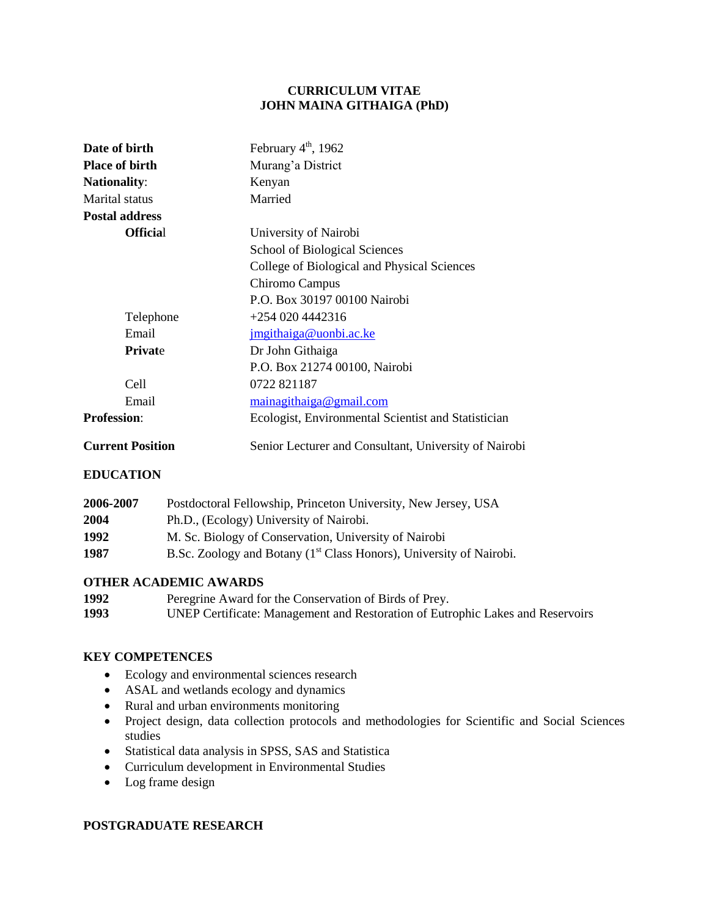**CURRICULUM VITAE**
**JOHN MAINA GITHAIGA (PhD)**

| | |
|---|---|
| **Date of birth** | February 4th, 1962 |
| **Place of birth** | Murang'a District |
| **Nationality**: | Kenyan |
| Marital status | Married |
| **Postal address** | |
| **Official** | University of Nairobi |
| | School of Biological Sciences |
| | College of Biological and Physical Sciences |
| | Chiromo Campus |
| | P.O. Box 30197 00100 Nairobi |
| Telephone | +254 020 4442316 |
| Email | jmgithaiga@uonbi.ac.ke |
| **Private** | Dr John Githaiga |
| | P.O. Box 21274 00100, Nairobi |
| Cell | 0722 821187 |
| Email | mainagithaiga@gmail.com |
| **Profession**: | Ecologist, Environmental Scientist and Statistician |
| **Current Position** | Senior Lecturer and Consultant, University of Nairobi |

## EDUCATION

| | |
|---|---|
| **2006-2007** | Postdoctoral Fellowship, Princeton University, New Jersey, USA |
| **2004** | Ph.D., (Ecology) University of Nairobi. |
| **1992** | M. Sc. Biology of Conservation, University of Nairobi |
| **1987** | B.Sc. Zoology and Botany (1st Class Honors), University of Nairobi. |

## OTHER ACADEMIC AWARDS

| | |
|---|---|
| **1992** | Peregrine Award for the Conservation of Birds of Prey. |
| **1993** | UNEP Certificate: Management and Restoration of Eutrophic Lakes and Reservoirs |

## KEY COMPETENCES

- Ecology and environmental sciences research
- ASAL and wetlands ecology and dynamics
- Rural and urban environments monitoring
- Project design, data collection protocols and methodologies for Scientific and Social Sciences studies
- Statistical data analysis in SPSS, SAS and Statistica
- Curriculum development in Environmental Studies
- Log frame design

## POSTGRADUATE RESEARCH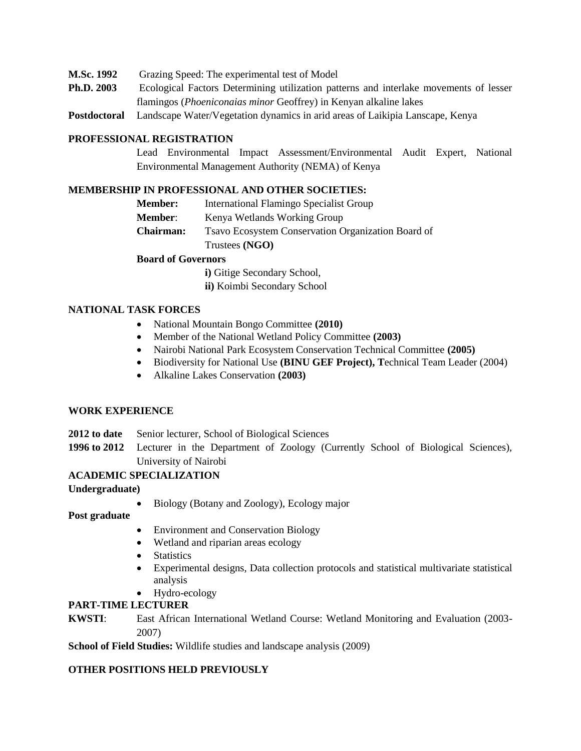**M.Sc. 1992** Grazing Speed: The experimental test of Model

**Ph.D. 2003** Ecological Factors Determining utilization patterns and interlake movements of lesser flamingos (*Phoeniconaias minor* Geoffrey) in Kenyan alkaline lakes

**Postdoctoral** Landscape Water/Vegetation dynamics in arid areas of Laikipia Lanscape, Kenya

## PROFESSIONAL REGISTRATION

Lead Environmental Impact Assessment/Environmental Audit Expert, National Environmental Management Authority (NEMA) of Kenya

## MEMBERSHIP IN PROFESSIONAL AND OTHER SOCIETIES:

**Member:** International Flamingo Specialist Group

**Member**: Kenya Wetlands Working Group

**Chairman:** Tsavo Ecosystem Conservation Organization Board of Trustees **(NGO)**

**Board of Governors**

**i)** Gitige Secondary School,

**ii)** Koimbi Secondary School

## NATIONAL TASK FORCES

- National Mountain Bongo Committee **(2010)**
- Member of the National Wetland Policy Committee **(2003)**
- Nairobi National Park Ecosystem Conservation Technical Committee **(2005)**
- Biodiversity for National Use **(BINU GEF Project), T**echnical Team Leader (2004)
- Alkaline Lakes Conservation **(2003)**

## WORK EXPERIENCE

**2012 to date** Senior lecturer, School of Biological Sciences

**1996 to 2012** Lecturer in the Department of Zoology (Currently School of Biological Sciences), University of Nairobi

## ACADEMIC SPECIALIZATION

**Undergraduate)**

- Biology (Botany and Zoology), Ecology major

**Post graduate**

- Environment and Conservation Biology
- Wetland and riparian areas ecology
- Statistics
- Experimental designs, Data collection protocols and statistical multivariate statistical analysis
- Hydro-ecology

## PART-TIME LECTURER

**KWSTI**: East African International Wetland Course: Wetland Monitoring and Evaluation (2003-2007)

**School of Field Studies:** Wildlife studies and landscape analysis (2009)

## OTHER POSITIONS HELD PREVIOUSLY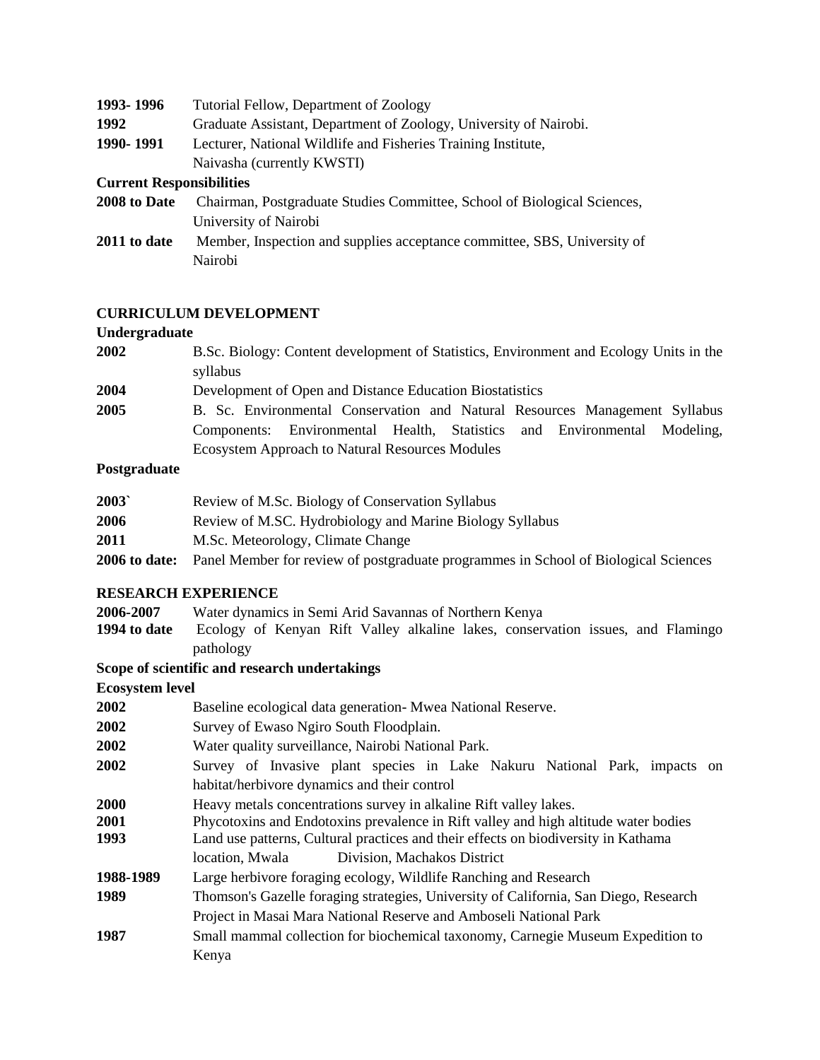**1993- 1996** Tutorial Fellow, Department of Zoology

**1992** Graduate Assistant, Department of Zoology, University of Nairobi.

**1990- 1991** Lecturer, National Wildlife and Fisheries Training Institute, Naivasha (currently KWSTI)

**Current Responsibilities**

**2008 to Date** Chairman, Postgraduate Studies Committee, School of Biological Sciences, University of Nairobi

**2011 to date** Member, Inspection and supplies acceptance committee, SBS, University of Nairobi

## CURRICULUM DEVELOPMENT

**Undergraduate**

**2002** B.Sc. Biology: Content development of Statistics, Environment and Ecology Units in the syllabus

**2004** Development of Open and Distance Education Biostatistics

**2005** B. Sc. Environmental Conservation and Natural Resources Management Syllabus Components: Environmental Health, Statistics and Environmental Modeling, Ecosystem Approach to Natural Resources Modules

**Postgraduate**

**2003`** Review of M.Sc. Biology of Conservation Syllabus

**2006** Review of M.SC. Hydrobiology and Marine Biology Syllabus

**2011** M.Sc. Meteorology, Climate Change

**2006 to date:** Panel Member for review of postgraduate programmes in School of Biological Sciences

## RESEARCH EXPERIENCE

**2006-2007** Water dynamics in Semi Arid Savannas of Northern Kenya

**1994 to date** Ecology of Kenyan Rift Valley alkaline lakes, conservation issues, and Flamingo pathology

**Scope of scientific and research undertakings**

**Ecosystem level**

**2002** Baseline ecological data generation- Mwea National Reserve.

**2002** Survey of Ewaso Ngiro South Floodplain.

**2002** Water quality surveillance, Nairobi National Park.

**2002** Survey of Invasive plant species in Lake Nakuru National Park, impacts on habitat/herbivore dynamics and their control

**2000** Heavy metals concentrations survey in alkaline Rift valley lakes.

**2001** Phycotoxins and Endotoxins prevalence in Rift valley and high altitude water bodies

**1993** Land use patterns, Cultural practices and their effects on biodiversity in Kathama location, Mwala Division, Machakos District

**1988-1989** Large herbivore foraging ecology, Wildlife Ranching and Research

**1989** Thomson's Gazelle foraging strategies, University of California, San Diego, Research Project in Masai Mara National Reserve and Amboseli National Park

**1987** Small mammal collection for biochemical taxonomy, Carnegie Museum Expedition to Kenya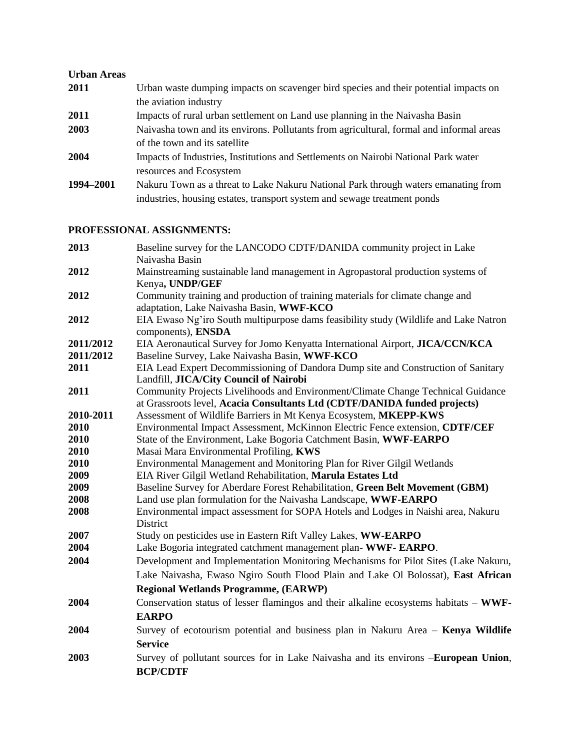**Urban Areas**

| | |
|---|---|
| **2011** | Urban waste dumping impacts on scavenger bird species and their potential impacts on the aviation industry |
| **2011** | Impacts of rural urban settlement on Land use planning in the Naivasha Basin |
| **2003** | Naivasha town and its environs. Pollutants from agricultural, formal and informal areas of the town and its satellite |
| **2004** | Impacts of Industries, Institutions and Settlements on Nairobi National Park water resources and Ecosystem |
| **1994–2001** | Nakuru Town as a threat to Lake Nakuru National Park through waters emanating from industries, housing estates, transport system and sewage treatment ponds |

**PROFESSIONAL ASSIGNMENTS:**

| | |
|---|---|
| **2013** | Baseline survey for the LANCODO CDTF/DANIDA community project in Lake Naivasha Basin |
| **2012** | Mainstreaming sustainable land management in Agropastoral production systems of Kenya**, UNDP/GEF** |
| **2012** | Community training and production of training materials for climate change and adaptation, Lake Naivasha Basin, **WWF-KCO** |
| **2012** | EIA Ewaso Ng'iro South multipurpose dams feasibility study (Wildlife and Lake Natron components), **ENSDA** |
| **2011/2012** | EIA Aeronautical Survey for Jomo Kenyatta International Airport, **JICA/CCN/KCA** |
| **2011/2012** | Baseline Survey, Lake Naivasha Basin, **WWF-KCO** |
| **2011** | EIA Lead Expert Decommissioning of Dandora Dump site and Construction of Sanitary Landfill, **JICA/City Council of Nairobi** |
| **2011** | Community Projects Livelihoods and Environment/Climate Change Technical Guidance at Grassroots level, **Acacia Consultants Ltd (CDTF/DANIDA funded projects)** |
| **2010-2011** | Assessment of Wildlife Barriers in Mt Kenya Ecosystem, **MKEPP-KWS** |
| **2010** | Environmental Impact Assessment, McKinnon Electric Fence extension, **CDTF/CEF** |
| **2010** | State of the Environment, Lake Bogoria Catchment Basin, **WWF-EARPO** |
| **2010** | Masai Mara Environmental Profiling, **KWS** |
| **2010** | Environmental Management and Monitoring Plan for River Gilgil Wetlands |
| **2009** | EIA River Gilgil Wetland Rehabilitation, **Marula Estates Ltd** |
| **2009** | Baseline Survey for Aberdare Forest Rehabilitation, **Green Belt Movement (GBM)** |
| **2008** | Land use plan formulation for the Naivasha Landscape, **WWF-EARPO** |
| **2008** | Environmental impact assessment for SOPA Hotels and Lodges in Naishi area, Nakuru District |
| **2007** | Study on pesticides use in Eastern Rift Valley Lakes, **WW-EARPO** |
| **2004** | Lake Bogoria integrated catchment management plan- **WWF- EARPO**. |
| **2004** | Development and Implementation Monitoring Mechanisms for Pilot Sites (Lake Nakuru, Lake Naivasha, Ewaso Ngiro South Flood Plain and Lake Ol Bolossat), **East African Regional Wetlands Programme, (EARWP)** |
| **2004** | Conservation status of lesser flamingos and their alkaline ecosystems habitats – **WWF-EARPO** |
| **2004** | Survey of ecotourism potential and business plan in Nakuru Area – **Kenya Wildlife Service** |
| **2003** | Survey of pollutant sources for in Lake Naivasha and its environs –**European Union**, **BCP/CDTF** |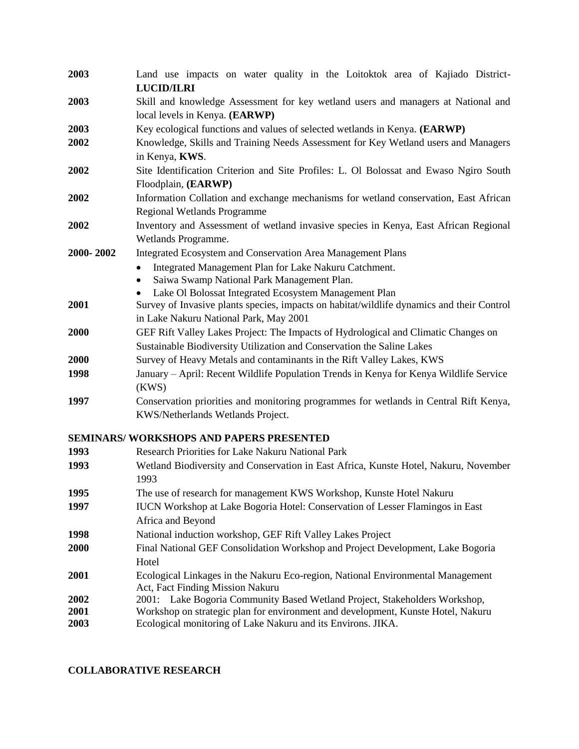**2003** Land use impacts on water quality in the Loitoktok area of Kajiado District- **LUCID/ILRI**

**2003** Skill and knowledge Assessment for key wetland users and managers at National and local levels in Kenya. **(EARWP)**

**2003** Key ecological functions and values of selected wetlands in Kenya. **(EARWP)**

**2002** Knowledge, Skills and Training Needs Assessment for Key Wetland users and Managers in Kenya, **KWS**.

**2002** Site Identification Criterion and Site Profiles: L. Ol Bolossat and Ewaso Ngiro South Floodplain, **(EARWP)**

**2002** Information Collation and exchange mechanisms for wetland conservation, East African Regional Wetlands Programme

**2002** Inventory and Assessment of wetland invasive species in Kenya, East African Regional Wetlands Programme.

**2000- 2002** Integrated Ecosystem and Conservation Area Management Plans

- Integrated Management Plan for Lake Nakuru Catchment.
- Saiwa Swamp National Park Management Plan.
- Lake Ol Bolossat Integrated Ecosystem Management Plan

**2001** Survey of Invasive plants species, impacts on habitat/wildlife dynamics and their Control in Lake Nakuru National Park, May 2001

**2000** GEF Rift Valley Lakes Project: The Impacts of Hydrological and Climatic Changes on Sustainable Biodiversity Utilization and Conservation the Saline Lakes

**2000** Survey of Heavy Metals and contaminants in the Rift Valley Lakes, KWS

**1998** January – April: Recent Wildlife Population Trends in Kenya for Kenya Wildlife Service (KWS)

**1997** Conservation priorities and monitoring programmes for wetlands in Central Rift Kenya, KWS/Netherlands Wetlands Project.

**SEMINARS/ WORKSHOPS AND PAPERS PRESENTED**

**1993** Research Priorities for Lake Nakuru National Park

**1993** Wetland Biodiversity and Conservation in East Africa, Kunste Hotel, Nakuru, November 1993

**1995** The use of research for management KWS Workshop, Kunste Hotel Nakuru

**1997** IUCN Workshop at Lake Bogoria Hotel: Conservation of Lesser Flamingos in East Africa and Beyond

**1998** National induction workshop, GEF Rift Valley Lakes Project

**2000** Final National GEF Consolidation Workshop and Project Development, Lake Bogoria Hotel

**2001** Ecological Linkages in the Nakuru Eco-region, National Environmental Management Act, Fact Finding Mission Nakuru

**2002** 2001: Lake Bogoria Community Based Wetland Project, Stakeholders Workshop,

**2001** Workshop on strategic plan for environment and development, Kunste Hotel, Nakuru

**2003** Ecological monitoring of Lake Nakuru and its Environs. JIKA.

**COLLABORATIVE RESEARCH**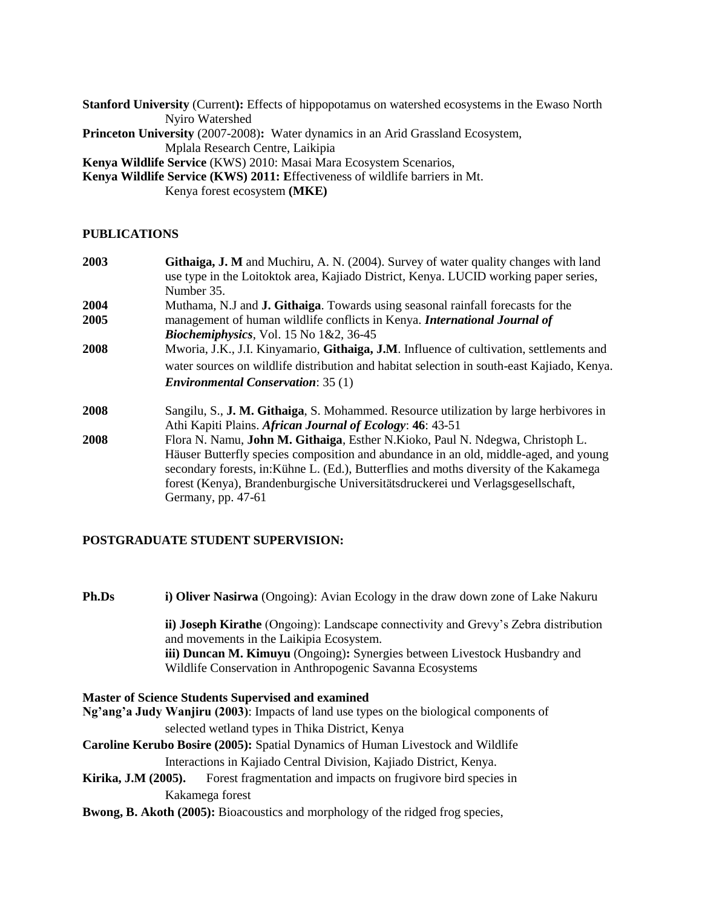**Stanford University** (Current**):** Effects of hippopotamus on watershed ecosystems in the Ewaso North Nyiro Watershed

**Princeton University** (2007-2008)**:** Water dynamics in an Arid Grassland Ecosystem, Mplala Research Centre, Laikipia

**Kenya Wildlife Service** (KWS) 2010: Masai Mara Ecosystem Scenarios,

**Kenya Wildlife Service (KWS) 2011: E**ffectiveness of wildlife barriers in Mt. Kenya forest ecosystem **(MKE)**

## PUBLICATIONS

**2003** — **Githaiga, J. M** and Muchiru, A. N. (2004). Survey of water quality changes with land use type in the Loitoktok area, Kajiado District, Kenya. LUCID working paper series, Number 35.

**2004**
**2005** — Muthama, N.J and **J. Githaiga**. Towards using seasonal rainfall forecasts for the management of human wildlife conflicts in Kenya. ***International Journal of Biochemiphysics***, Vol. 15 No 1&2, 36-45

**2008** — Mworia, J.K., J.I. Kinyamario, **Githaiga, J.M**. Influence of cultivation, settlements and water sources on wildlife distribution and habitat selection in south-east Kajiado, Kenya. ***Environmental Conservation***: 35 (1)

**2008** — Sangilu, S., **J. M. Githaiga**, S. Mohammed. Resource utilization by large herbivores in Athi Kapiti Plains. ***African Journal of Ecology***: **46**: 43-51

**2008** — Flora N. Namu, **John M. Githaiga**, Esther N.Kioko, Paul N. Ndegwa, Christoph L. Häuser Butterfly species composition and abundance in an old, middle-aged, and young secondary forests, in:Kühne L. (Ed.), Butterflies and moths diversity of the Kakamega forest (Kenya), Brandenburgische Universitätsdruckerei und Verlagsgesellschaft, Germany, pp. 47-61

## POSTGRADUATE STUDENT SUPERVISION:

**Ph.Ds**

**i) Oliver Nasirwa** (Ongoing): Avian Ecology in the draw down zone of Lake Nakuru

**ii) Joseph Kirathe** (Ongoing): Landscape connectivity and Grevy's Zebra distribution and movements in the Laikipia Ecosystem.

**iii) Duncan M. Kimuyu** (Ongoing)**:** Synergies between Livestock Husbandry and Wildlife Conservation in Anthropogenic Savanna Ecosystems

**Master of Science Students Supervised and examined**

**Ng'ang'a Judy Wanjiru (2003)**: Impacts of land use types on the biological components of selected wetland types in Thika District, Kenya

**Caroline Kerubo Bosire (2005):** Spatial Dynamics of Human Livestock and Wildlife Interactions in Kajiado Central Division, Kajiado District, Kenya.

**Kirika, J.M (2005).** Forest fragmentation and impacts on frugivore bird species in Kakamega forest

**Bwong, B. Akoth (2005):** Bioacoustics and morphology of the ridged frog species,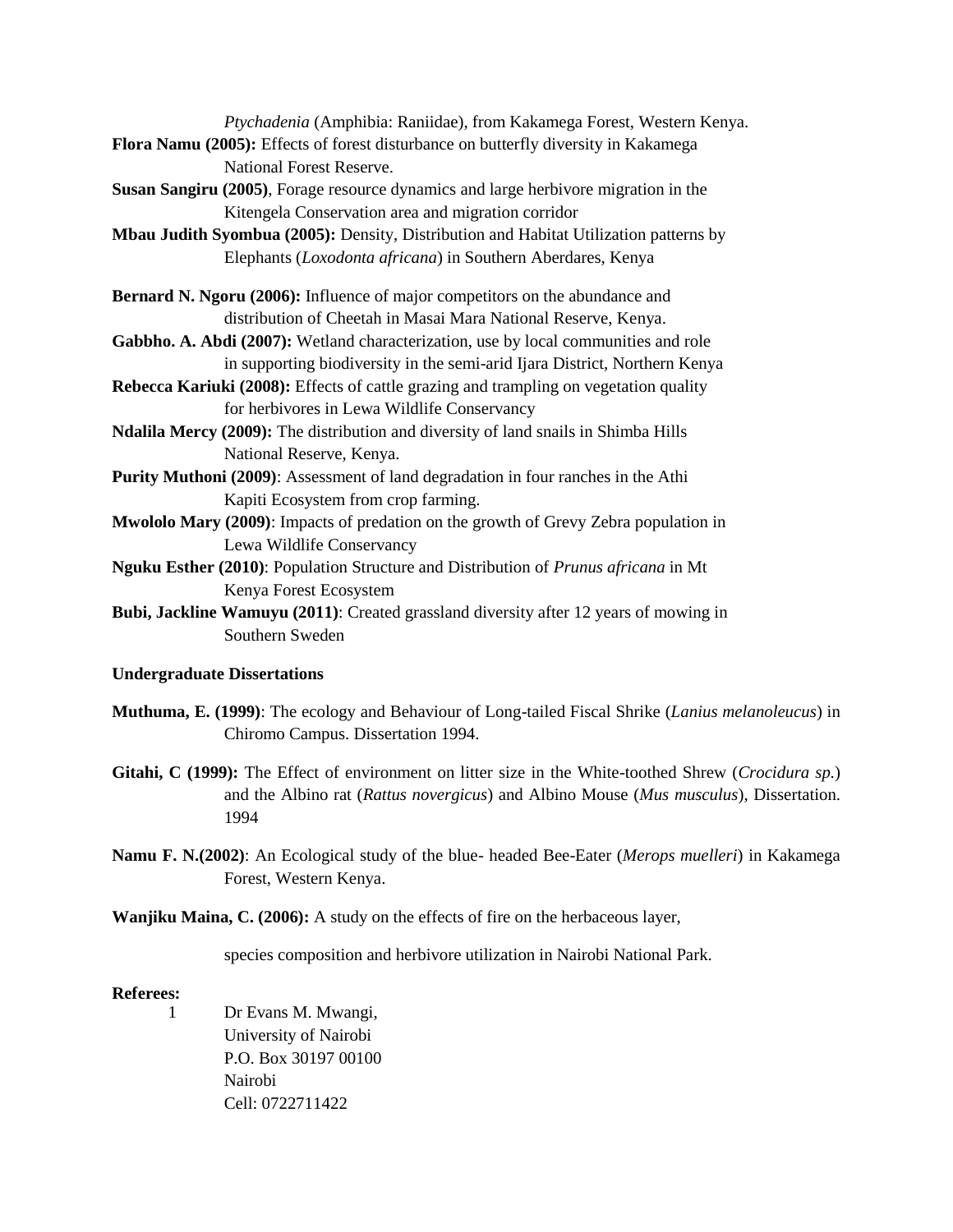*Ptychadenia* (Amphibia: Raniidae), from Kakamega Forest, Western Kenya.

**Flora Namu (2005):** Effects of forest disturbance on butterfly diversity in Kakamega National Forest Reserve.

**Susan Sangiru (2005)**, Forage resource dynamics and large herbivore migration in the Kitengela Conservation area and migration corridor

**Mbau Judith Syombua (2005):** Density, Distribution and Habitat Utilization patterns by Elephants (*Loxodonta africana*) in Southern Aberdares, Kenya

**Bernard N. Ngoru (2006):** Influence of major competitors on the abundance and distribution of Cheetah in Masai Mara National Reserve, Kenya.

**Gabbho. A. Abdi (2007):** Wetland characterization, use by local communities and role in supporting biodiversity in the semi-arid Ijara District, Northern Kenya

**Rebecca Kariuki (2008):** Effects of cattle grazing and trampling on vegetation quality for herbivores in Lewa Wildlife Conservancy

**Ndalila Mercy (2009):** The distribution and diversity of land snails in Shimba Hills National Reserve, Kenya.

**Purity Muthoni (2009)**: Assessment of land degradation in four ranches in the Athi Kapiti Ecosystem from crop farming.

**Mwololo Mary (2009)**: Impacts of predation on the growth of Grevy Zebra population in Lewa Wildlife Conservancy

**Nguku Esther (2010)**: Population Structure and Distribution of *Prunus africana* in Mt Kenya Forest Ecosystem

**Bubi, Jackline Wamuyu (2011)**: Created grassland diversity after 12 years of mowing in Southern Sweden

**Undergraduate Dissertations**

**Muthuma, E. (1999)**: The ecology and Behaviour of Long-tailed Fiscal Shrike (*Lanius melanoleucus*) in Chiromo Campus. Dissertation 1994.

**Gitahi, C (1999):** The Effect of environment on litter size in the White-toothed Shrew (*Crocidura sp.*) and the Albino rat (*Rattus novergicus*) and Albino Mouse (*Mus musculus*), Dissertation. 1994

**Namu F. N.(2002)**: An Ecological study of the blue- headed Bee-Eater (*Merops muelleri*) in Kakamega Forest, Western Kenya.

**Wanjiku Maina, C. (2006):** A study on the effects of fire on the herbaceous layer,

species composition and herbivore utilization in Nairobi National Park.

**Referees:**

1 Dr Evans M. Mwangi,
University of Nairobi
P.O. Box 30197 00100
Nairobi
Cell: 0722711422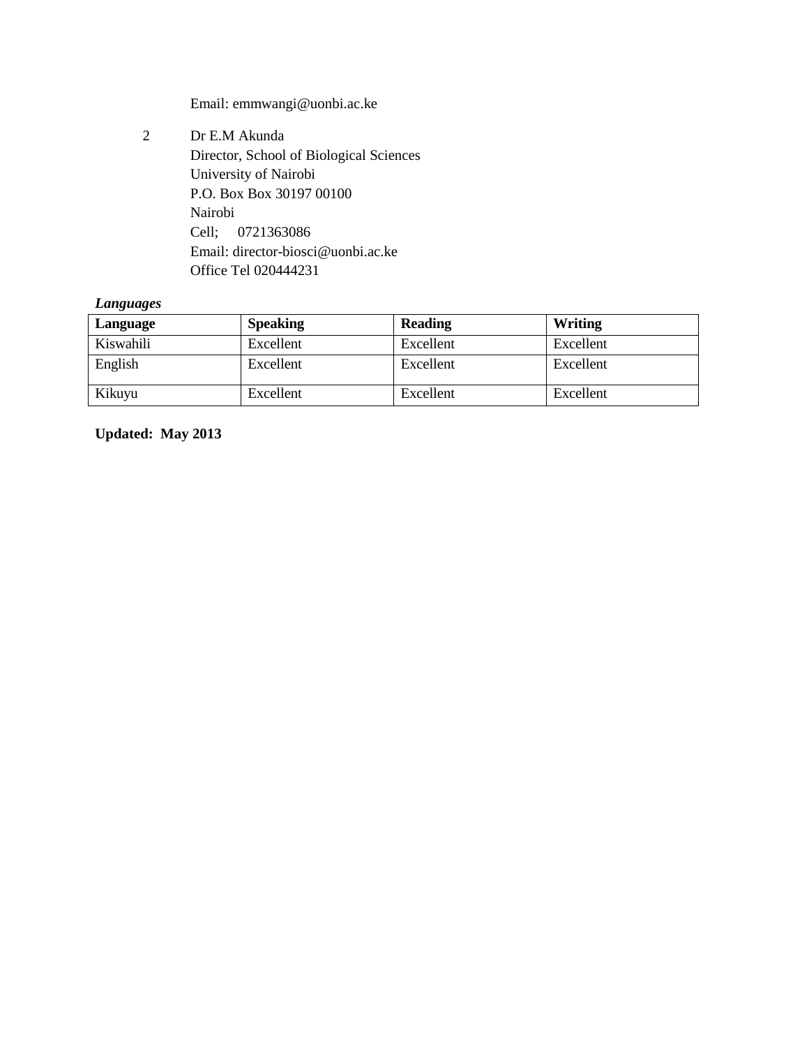Email: emmwangi@uonbi.ac.ke

2 Dr E.M Akunda
Director, School of Biological Sciences
University of Nairobi
P.O. Box Box 30197 00100
Nairobi
Cell; 0721363086
Email: director-biosci@uonbi.ac.ke
Office Tel 020444231

***Languages***

| Language | Speaking | Reading | Writing |
|---|---|---|---|
| Kiswahili | Excellent | Excellent | Excellent |
| English | Excellent | Excellent | Excellent |
| Kikuyu | Excellent | Excellent | Excellent |

**Updated: May 2013**